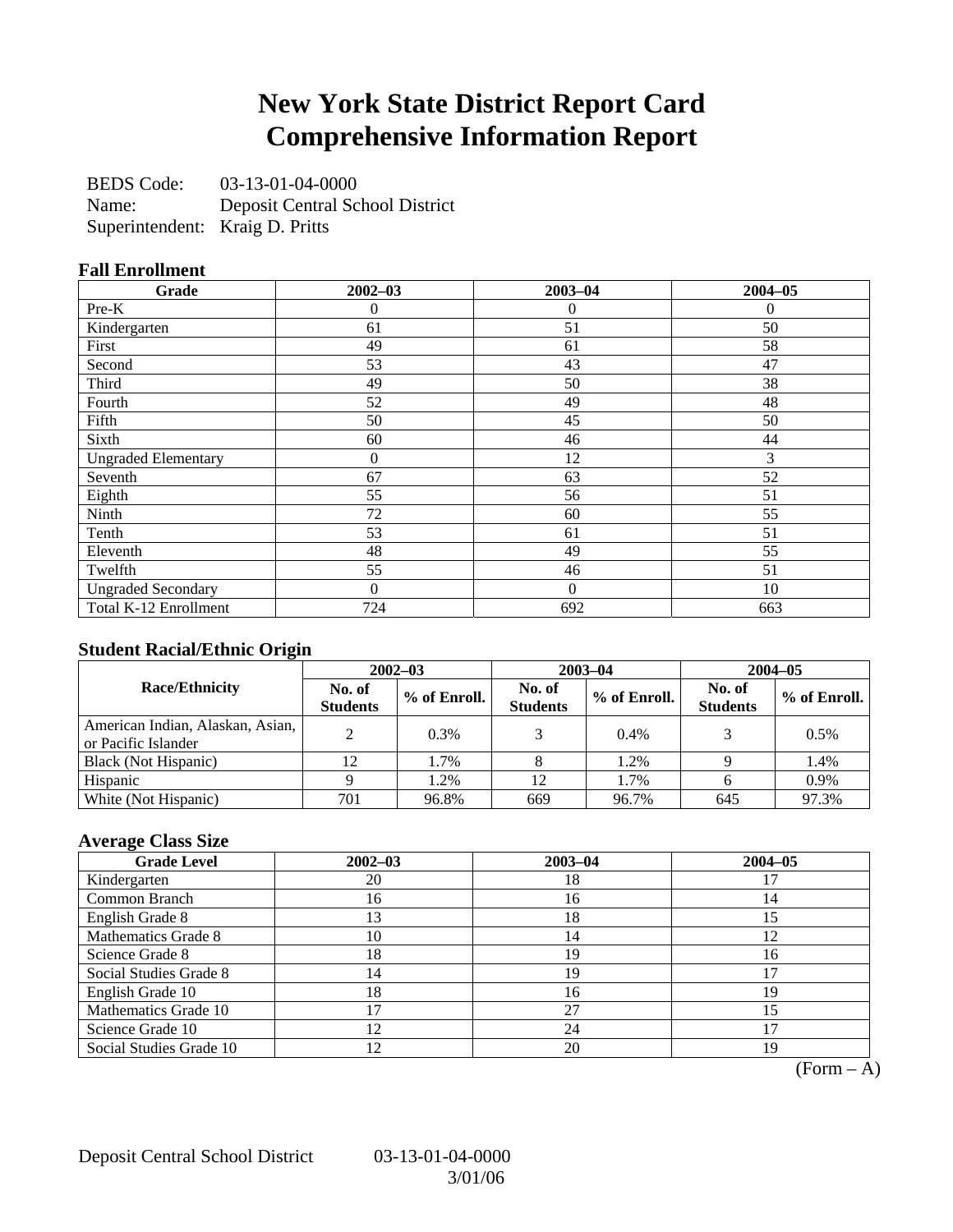# New York State District Report Card
# Comprehensive Information Report

BEDS Code: 03-13-01-04-0000
Name: Deposit Central School District
Superintendent: Kraig D. Pritts

### Fall Enrollment

| Grade | 2002–03 | 2003–04 | 2004–05 |
|---|---|---|---|
| Pre-K | 0 | 0 | 0 |
| Kindergarten | 61 | 51 | 50 |
| First | 49 | 61 | 58 |
| Second | 53 | 43 | 47 |
| Third | 49 | 50 | 38 |
| Fourth | 52 | 49 | 48 |
| Fifth | 50 | 45 | 50 |
| Sixth | 60 | 46 | 44 |
| Ungraded Elementary | 0 | 12 | 3 |
| Seventh | 67 | 63 | 52 |
| Eighth | 55 | 56 | 51 |
| Ninth | 72 | 60 | 55 |
| Tenth | 53 | 61 | 51 |
| Eleventh | 48 | 49 | 55 |
| Twelfth | 55 | 46 | 51 |
| Ungraded Secondary | 0 | 0 | 10 |
| Total K-12 Enrollment | 724 | 692 | 663 |

### Student Racial/Ethnic Origin

| Race/Ethnicity | 2002–03 | | 2003–04 | | 2004–05 | |
|---|---|---|---|---|---|---|
| | No. of Students | % of Enroll. | No. of Students | % of Enroll. | No. of Students | % of Enroll. |
| American Indian, Alaskan, Asian, or Pacific Islander | 2 | 0.3% | 3 | 0.4% | 3 | 0.5% |
| Black (Not Hispanic) | 12 | 1.7% | 8 | 1.2% | 9 | 1.4% |
| Hispanic | 9 | 1.2% | 12 | 1.7% | 6 | 0.9% |
| White (Not Hispanic) | 701 | 96.8% | 669 | 96.7% | 645 | 97.3% |

### Average Class Size

| Grade Level | 2002–03 | 2003–04 | 2004–05 |
|---|---|---|---|
| Kindergarten | 20 | 18 | 17 |
| Common Branch | 16 | 16 | 14 |
| English Grade 8 | 13 | 18 | 15 |
| Mathematics Grade 8 | 10 | 14 | 12 |
| Science Grade 8 | 18 | 19 | 16 |
| Social Studies Grade 8 | 14 | 19 | 17 |
| English Grade 10 | 18 | 16 | 19 |
| Mathematics Grade 10 | 17 | 27 | 15 |
| Science Grade 10 | 12 | 24 | 17 |
| Social Studies Grade 10 | 12 | 20 | 19 |

(Form – A)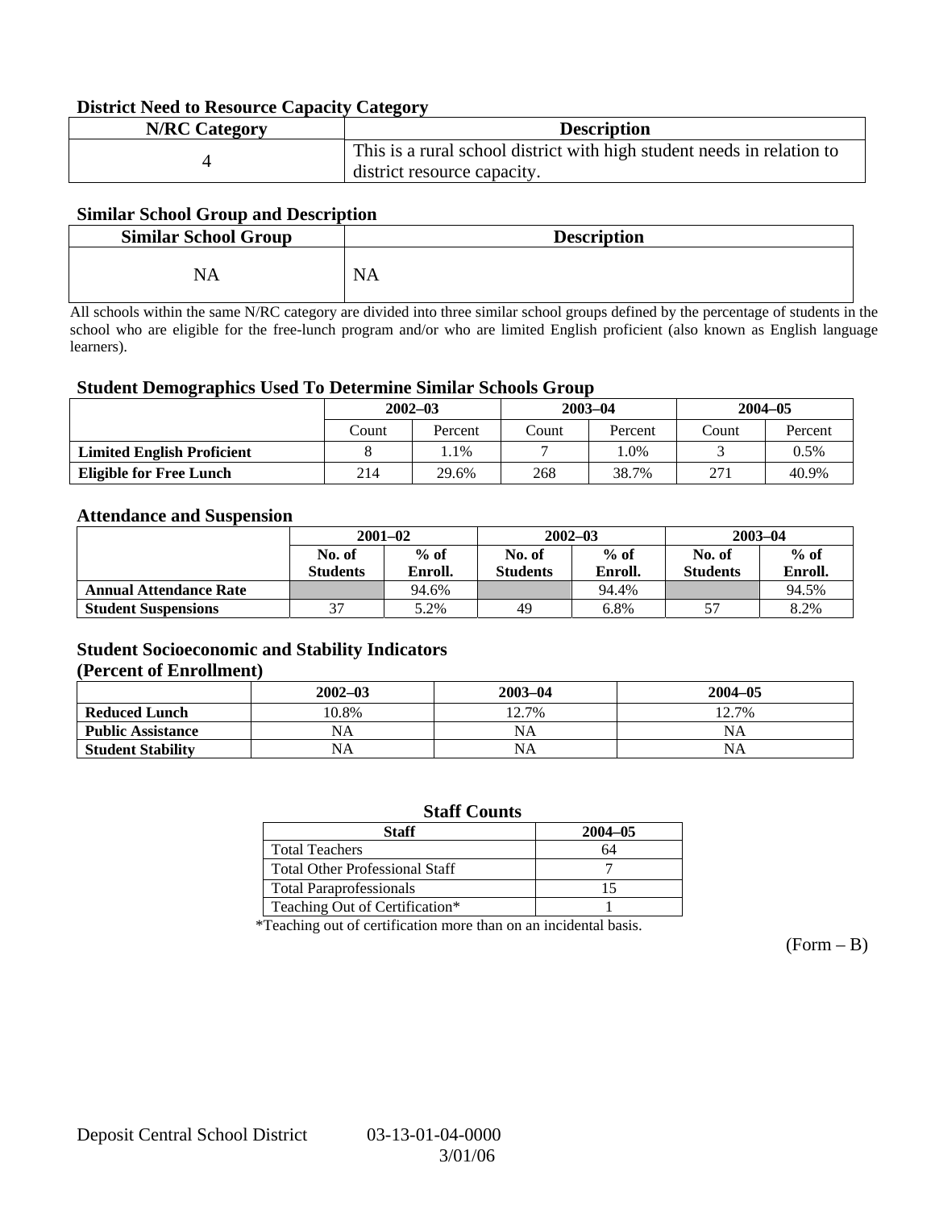### District Need to Resource Capacity Category

| N/RC Category | Description |
|---|---|
| 4 | This is a rural school district with high student needs in relation to district resource capacity. |

### Similar School Group and Description

| Similar School Group | Description |
|---|---|
| NA | NA |

All schools within the same N/RC category are divided into three similar school groups defined by the percentage of students in the school who are eligible for the free-lunch program and/or who are limited English proficient (also known as English language learners).

### Student Demographics Used To Determine Similar Schools Group

| | 2002–03 | | 2003–04 | | 2004–05 | |
|---|---|---|---|---|---|---|
| | Count | Percent | Count | Percent | Count | Percent |
| **Limited English Proficient** | 8 | 1.1% | 7 | 1.0% | 3 | 0.5% |
| **Eligible for Free Lunch** | 214 | 29.6% | 268 | 38.7% | 271 | 40.9% |

### Attendance and Suspension

| | 2001–02 | | 2002–03 | | 2003–04 | |
|---|---|---|---|---|---|---|
| | No. of Students | % of Enroll. | No. of Students | % of Enroll. | No. of Students | % of Enroll. |
| **Annual Attendance Rate** | | 94.6% | | 94.4% | | 94.5% |
| **Student Suspensions** | 37 | 5.2% | 49 | 6.8% | 57 | 8.2% |

### Student Socioeconomic and Stability Indicators (Percent of Enrollment)

| | 2002–03 | 2003–04 | 2004–05 |
|---|---|---|---|
| **Reduced Lunch** | 10.8% | 12.7% | 12.7% |
| **Public Assistance** | NA | NA | NA |
| **Student Stability** | NA | NA | NA |

### Staff Counts

| Staff | 2004–05 |
|---|---|
| Total Teachers | 64 |
| Total Other Professional Staff | 7 |
| Total Paraprofessionals | 15 |
| Teaching Out of Certification* | 1 |

*Teaching out of certification more than on an incidental basis.

(Form – B)

Deposit Central School District 03-13-01-04-0000 3/01/06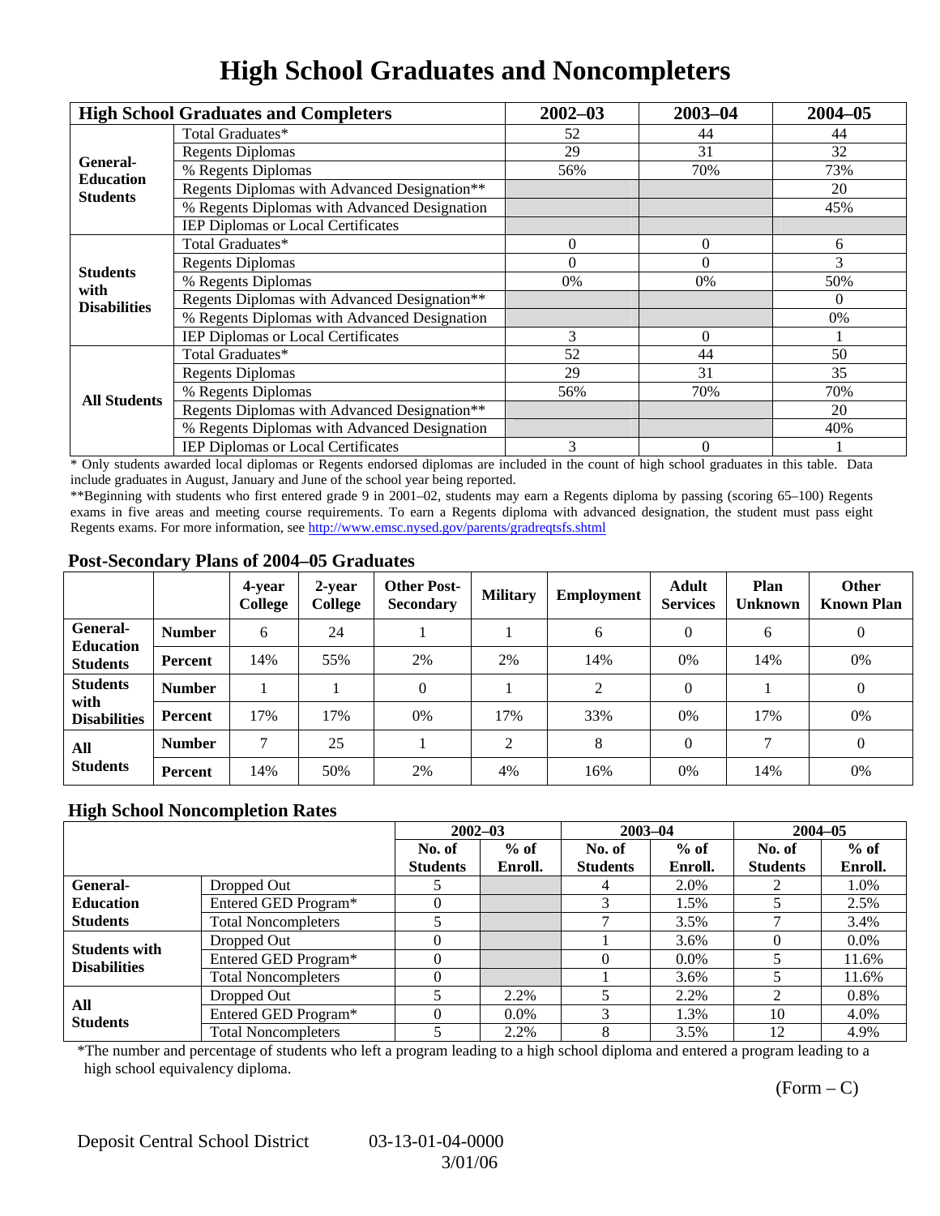# High School Graduates and Noncompleters

| High School Graduates and Completers | | 2002–03 | 2003–04 | 2004–05 |
|---|---|---|---|---|
| General-Education Students | Total Graduates* | 52 | 44 | 44 |
| | Regents Diplomas | 29 | 31 | 32 |
| | % Regents Diplomas | 56% | 70% | 73% |
| | Regents Diplomas with Advanced Designation** | | | 20 |
| | % Regents Diplomas with Advanced Designation | | | 45% |
| | IEP Diplomas or Local Certificates | | | |
| Students with Disabilities | Total Graduates* | 0 | 0 | 6 |
| | Regents Diplomas | 0 | 0 | 3 |
| | % Regents Diplomas | 0% | 0% | 50% |
| | Regents Diplomas with Advanced Designation** | | | 0 |
| | % Regents Diplomas with Advanced Designation | | | 0% |
| | IEP Diplomas or Local Certificates | 3 | 0 | 1 |
| All Students | Total Graduates* | 52 | 44 | 50 |
| | Regents Diplomas | 29 | 31 | 35 |
| | % Regents Diplomas | 56% | 70% | 70% |
| | Regents Diplomas with Advanced Designation** | | | 20 |
| | % Regents Diplomas with Advanced Designation | | | 40% |
| | IEP Diplomas or Local Certificates | 3 | 0 | 1 |

* Only students awarded local diplomas or Regents endorsed diplomas are included in the count of high school graduates in this table. Data include graduates in August, January and June of the school year being reported.

**Beginning with students who first entered grade 9 in 2001–02, students may earn a Regents diploma by passing (scoring 65–100) Regents exams in five areas and meeting course requirements. To earn a Regents diploma with advanced designation, the student must pass eight Regents exams. For more information, see http://www.emsc.nysed.gov/parents/gradreqtsfs.shtml

## Post-Secondary Plans of 2004–05 Graduates

| | | 4-year College | 2-year College | Other Post-Secondary | Military | Employment | Adult Services | Plan Unknown | Other Known Plan |
|---|---|---|---|---|---|---|---|---|---|
| General-Education Students | Number | 6 | 24 | 1 | 1 | 6 | 0 | 6 | 0 |
| | Percent | 14% | 55% | 2% | 2% | 14% | 0% | 14% | 0% |
| Students with Disabilities | Number | 1 | 1 | 0 | 1 | 2 | 0 | 1 | 0 |
| | Percent | 17% | 17% | 0% | 17% | 33% | 0% | 17% | 0% |
| All Students | Number | 7 | 25 | 1 | 2 | 8 | 0 | 7 | 0 |
| | Percent | 14% | 50% | 2% | 4% | 16% | 0% | 14% | 0% |

## High School Noncompletion Rates

| | | 2002–03 | | 2003–04 | | 2004–05 | |
|---|---|---|---|---|---|---|---|
| | | No. of Students | % of Enroll. | No. of Students | % of Enroll. | No. of Students | % of Enroll. |
| General-Education Students | Dropped Out | 5 | | 4 | 2.0% | 2 | 1.0% |
| | Entered GED Program* | 0 | | 3 | 1.5% | 5 | 2.5% |
| | Total Noncompleters | 5 | | 7 | 3.5% | 7 | 3.4% |
| Students with Disabilities | Dropped Out | 0 | | 1 | 3.6% | 0 | 0.0% |
| | Entered GED Program* | 0 | | 0 | 0.0% | 5 | 11.6% |
| | Total Noncompleters | 0 | | 1 | 3.6% | 5 | 11.6% |
| All Students | Dropped Out | 5 | 2.2% | 5 | 2.2% | 2 | 0.8% |
| | Entered GED Program* | 0 | 0.0% | 3 | 1.3% | 10 | 4.0% |
| | Total Noncompleters | 5 | 2.2% | 8 | 3.5% | 12 | 4.9% |

*The number and percentage of students who left a program leading to a high school diploma and entered a program leading to a high school equivalency diploma.

(Form – C)

Deposit Central School District 03-13-01-04-0000 3/01/06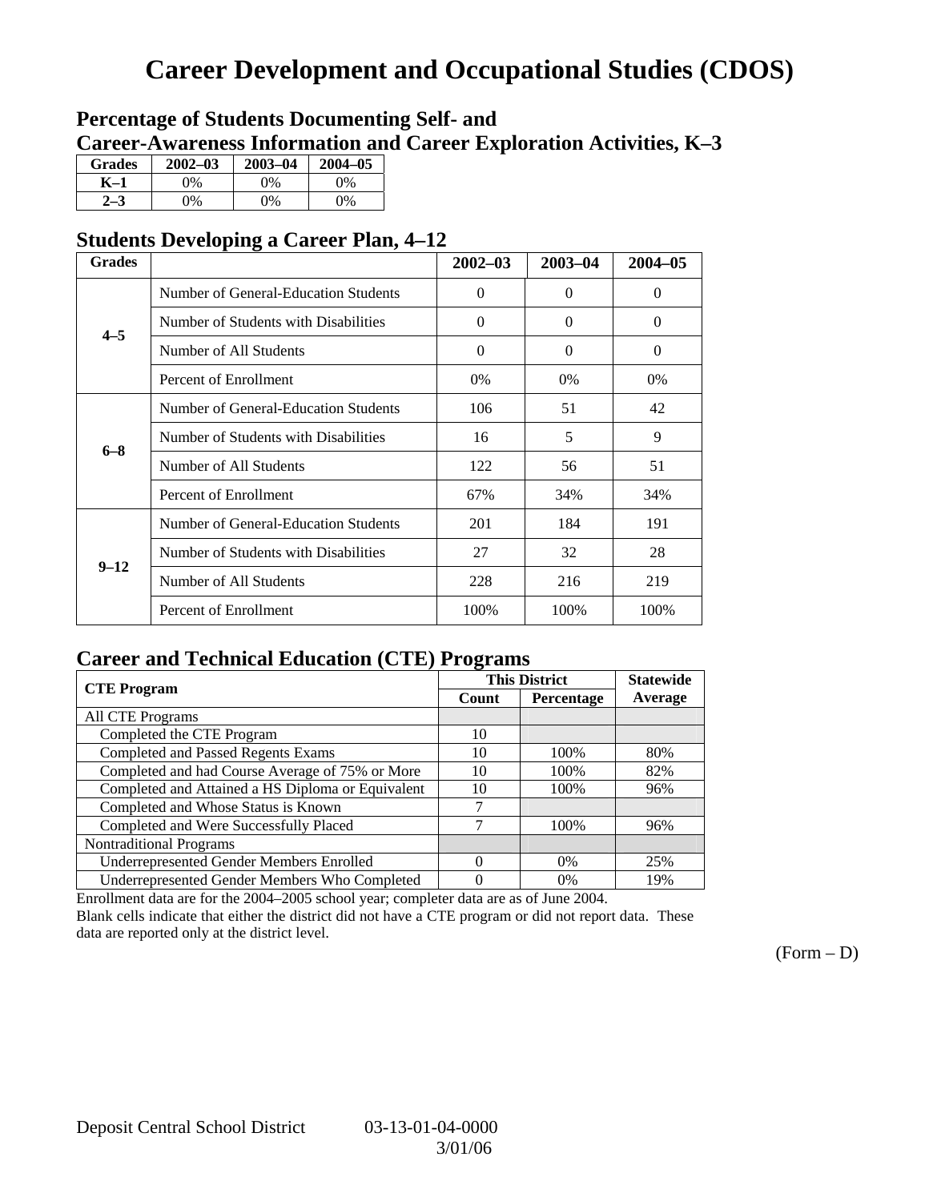# Career Development and Occupational Studies (CDOS)

## Percentage of Students Documenting Self- and Career-Awareness Information and Career Exploration Activities, K–3

| Grades | 2002–03 | 2003–04 | 2004–05 |
|---|---|---|---|
| K–1 | 0% | 0% | 0% |
| 2–3 | 0% | 0% | 0% |

## Students Developing a Career Plan, 4–12

| Grades | | 2002–03 | 2003–04 | 2004–05 |
|---|---|---|---|---|
| 4–5 | Number of General-Education Students | 0 | 0 | 0 |
| | Number of Students with Disabilities | 0 | 0 | 0 |
| | Number of All Students | 0 | 0 | 0 |
| | Percent of Enrollment | 0% | 0% | 0% |
| 6–8 | Number of General-Education Students | 106 | 51 | 42 |
| | Number of Students with Disabilities | 16 | 5 | 9 |
| | Number of All Students | 122 | 56 | 51 |
| | Percent of Enrollment | 67% | 34% | 34% |
| 9–12 | Number of General-Education Students | 201 | 184 | 191 |
| | Number of Students with Disabilities | 27 | 32 | 28 |
| | Number of All Students | 228 | 216 | 219 |
| | Percent of Enrollment | 100% | 100% | 100% |

## Career and Technical Education (CTE) Programs

| CTE Program | This District | | Statewide |
|---|---|---|---|
| | Count | Percentage | Average |
| All CTE Programs | | | |
| Completed the CTE Program | 10 | | |
| Completed and Passed Regents Exams | 10 | 100% | 80% |
| Completed and had Course Average of 75% or More | 10 | 100% | 82% |
| Completed and Attained a HS Diploma or Equivalent | 10 | 100% | 96% |
| Completed and Whose Status is Known | 7 | | |
| Completed and Were Successfully Placed | 7 | 100% | 96% |
| Nontraditional Programs | | | |
| Underrepresented Gender Members Enrolled | 0 | 0% | 25% |
| Underrepresented Gender Members Who Completed | 0 | 0% | 19% |

Enrollment data are for the 2004–2005 school year; completer data are as of June 2004.

Blank cells indicate that either the district did not have a CTE program or did not report data. These data are reported only at the district level.

(Form – D)

Deposit Central School District 03-13-01-04-0000 3/01/06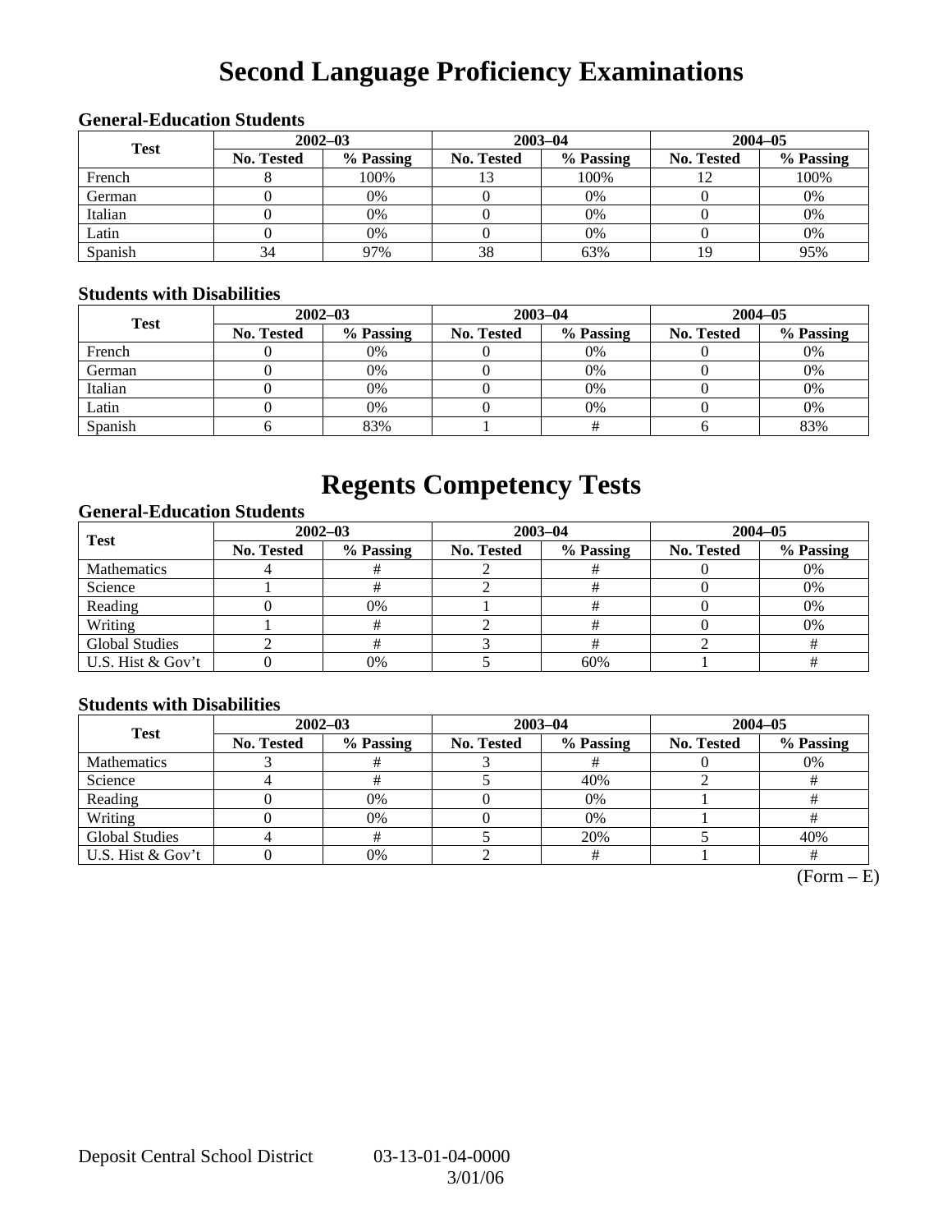# Second Language Proficiency Examinations

### General-Education Students

| Test | 2002–03 | | 2003–04 | | 2004–05 | |
|---|---|---|---|---|---|---|
| | No. Tested | % Passing | No. Tested | % Passing | No. Tested | % Passing |
| French | 8 | 100% | 13 | 100% | 12 | 100% |
| German | 0 | 0% | 0 | 0% | 0 | 0% |
| Italian | 0 | 0% | 0 | 0% | 0 | 0% |
| Latin | 0 | 0% | 0 | 0% | 0 | 0% |
| Spanish | 34 | 97% | 38 | 63% | 19 | 95% |

### Students with Disabilities

| Test | 2002–03 | | 2003–04 | | 2004–05 | |
|---|---|---|---|---|---|---|
| | No. Tested | % Passing | No. Tested | % Passing | No. Tested | % Passing |
| French | 0 | 0% | 0 | 0% | 0 | 0% |
| German | 0 | 0% | 0 | 0% | 0 | 0% |
| Italian | 0 | 0% | 0 | 0% | 0 | 0% |
| Latin | 0 | 0% | 0 | 0% | 0 | 0% |
| Spanish | 6 | 83% | 1 | # | 6 | 83% |

# Regents Competency Tests

### General-Education Students

| Test | 2002–03 | | 2003–04 | | 2004–05 | |
|---|---|---|---|---|---|---|
| | No. Tested | % Passing | No. Tested | % Passing | No. Tested | % Passing |
| Mathematics | 4 | # | 2 | # | 0 | 0% |
| Science | 1 | # | 2 | # | 0 | 0% |
| Reading | 0 | 0% | 1 | # | 0 | 0% |
| Writing | 1 | # | 2 | # | 0 | 0% |
| Global Studies | 2 | # | 3 | # | 2 | # |
| U.S. Hist & Gov't | 0 | 0% | 5 | 60% | 1 | # |

### Students with Disabilities

| Test | 2002–03 | | 2003–04 | | 2004–05 | |
|---|---|---|---|---|---|---|
| | No. Tested | % Passing | No. Tested | % Passing | No. Tested | % Passing |
| Mathematics | 3 | # | 3 | # | 0 | 0% |
| Science | 4 | # | 5 | 40% | 2 | # |
| Reading | 0 | 0% | 0 | 0% | 1 | # |
| Writing | 0 | 0% | 0 | 0% | 1 | # |
| Global Studies | 4 | # | 5 | 20% | 5 | 40% |
| U.S. Hist & Gov't | 0 | 0% | 2 | # | 1 | # |

(Form – E)

Deposit Central School District 03-13-01-04-0000
3/01/06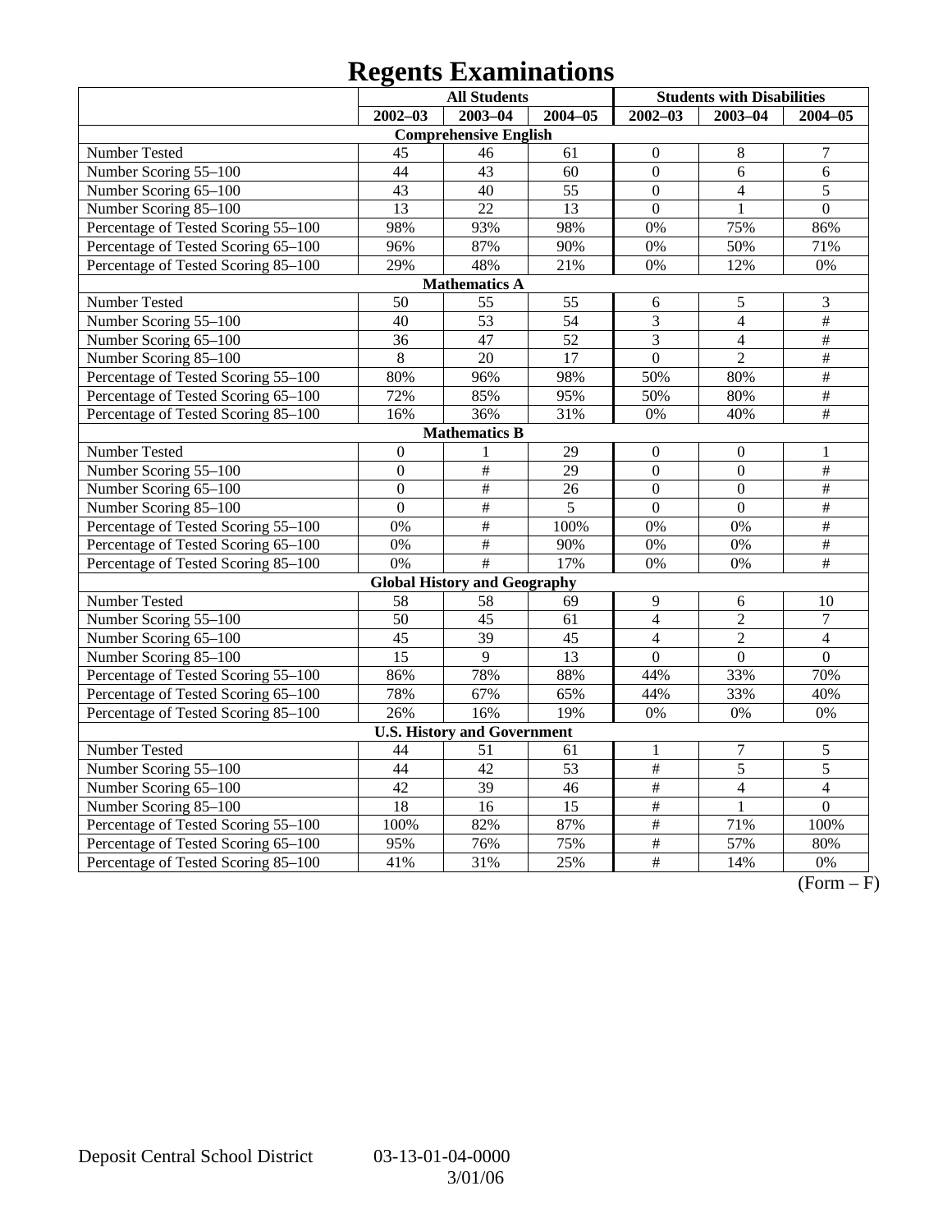# Regents Examinations

| | All Students | | | Students with Disabilities | | |
|---|---|---|---|---|---|---|
| | 2002–03 | 2003–04 | 2004–05 | 2002–03 | 2003–04 | 2004–05 |
| **Comprehensive English** | | | | | | |
| Number Tested | 45 | 46 | 61 | 0 | 8 | 7 |
| Number Scoring 55–100 | 44 | 43 | 60 | 0 | 6 | 6 |
| Number Scoring 65–100 | 43 | 40 | 55 | 0 | 4 | 5 |
| Number Scoring 85–100 | 13 | 22 | 13 | 0 | 1 | 0 |
| Percentage of Tested Scoring 55–100 | 98% | 93% | 98% | 0% | 75% | 86% |
| Percentage of Tested Scoring 65–100 | 96% | 87% | 90% | 0% | 50% | 71% |
| Percentage of Tested Scoring 85–100 | 29% | 48% | 21% | 0% | 12% | 0% |
| **Mathematics A** | | | | | | |
| Number Tested | 50 | 55 | 55 | 6 | 5 | 3 |
| Number Scoring 55–100 | 40 | 53 | 54 | 3 | 4 | # |
| Number Scoring 65–100 | 36 | 47 | 52 | 3 | 4 | # |
| Number Scoring 85–100 | 8 | 20 | 17 | 0 | 2 | # |
| Percentage of Tested Scoring 55–100 | 80% | 96% | 98% | 50% | 80% | # |
| Percentage of Tested Scoring 65–100 | 72% | 85% | 95% | 50% | 80% | # |
| Percentage of Tested Scoring 85–100 | 16% | 36% | 31% | 0% | 40% | # |
| **Mathematics B** | | | | | | |
| Number Tested | 0 | 1 | 29 | 0 | 0 | 1 |
| Number Scoring 55–100 | 0 | # | 29 | 0 | 0 | # |
| Number Scoring 65–100 | 0 | # | 26 | 0 | 0 | # |
| Number Scoring 85–100 | 0 | # | 5 | 0 | 0 | # |
| Percentage of Tested Scoring 55–100 | 0% | # | 100% | 0% | 0% | # |
| Percentage of Tested Scoring 65–100 | 0% | # | 90% | 0% | 0% | # |
| Percentage of Tested Scoring 85–100 | 0% | # | 17% | 0% | 0% | # |
| **Global History and Geography** | | | | | | |
| Number Tested | 58 | 58 | 69 | 9 | 6 | 10 |
| Number Scoring 55–100 | 50 | 45 | 61 | 4 | 2 | 7 |
| Number Scoring 65–100 | 45 | 39 | 45 | 4 | 2 | 4 |
| Number Scoring 85–100 | 15 | 9 | 13 | 0 | 0 | 0 |
| Percentage of Tested Scoring 55–100 | 86% | 78% | 88% | 44% | 33% | 70% |
| Percentage of Tested Scoring 65–100 | 78% | 67% | 65% | 44% | 33% | 40% |
| Percentage of Tested Scoring 85–100 | 26% | 16% | 19% | 0% | 0% | 0% |
| **U.S. History and Government** | | | | | | |
| Number Tested | 44 | 51 | 61 | 1 | 7 | 5 |
| Number Scoring 55–100 | 44 | 42 | 53 | # | 5 | 5 |
| Number Scoring 65–100 | 42 | 39 | 46 | # | 4 | 4 |
| Number Scoring 85–100 | 18 | 16 | 15 | # | 1 | 0 |
| Percentage of Tested Scoring 55–100 | 100% | 82% | 87% | # | 71% | 100% |
| Percentage of Tested Scoring 65–100 | 95% | 76% | 75% | # | 57% | 80% |
| Percentage of Tested Scoring 85–100 | 41% | 31% | 25% | # | 14% | 0% |

(Form – F)

Deposit Central School District 03-13-01-04-0000
3/01/06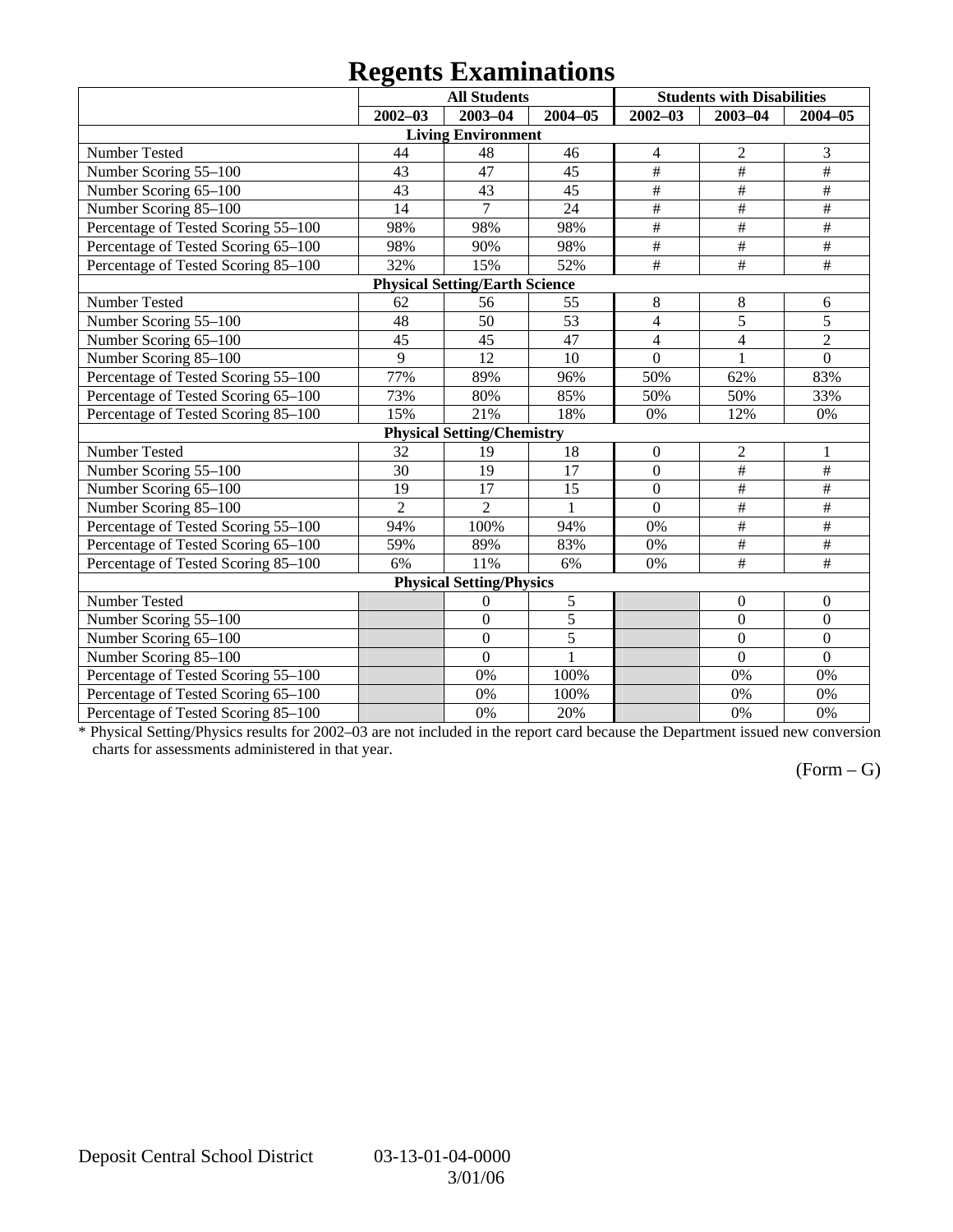# Regents Examinations

| | All Students | | | Students with Disabilities | | |
|---|---|---|---|---|---|---|
| | 2002–03 | 2003–04 | 2004–05 | 2002–03 | 2003–04 | 2004–05 |
| **Living Environment** | | | | | | |
| Number Tested | 44 | 48 | 46 | 4 | 2 | 3 |
| Number Scoring 55–100 | 43 | 47 | 45 | # | # | # |
| Number Scoring 65–100 | 43 | 43 | 45 | # | # | # |
| Number Scoring 85–100 | 14 | 7 | 24 | # | # | # |
| Percentage of Tested Scoring 55–100 | 98% | 98% | 98% | # | # | # |
| Percentage of Tested Scoring 65–100 | 98% | 90% | 98% | # | # | # |
| Percentage of Tested Scoring 85–100 | 32% | 15% | 52% | # | # | # |
| **Physical Setting/Earth Science** | | | | | | |
| Number Tested | 62 | 56 | 55 | 8 | 8 | 6 |
| Number Scoring 55–100 | 48 | 50 | 53 | 4 | 5 | 5 |
| Number Scoring 65–100 | 45 | 45 | 47 | 4 | 4 | 2 |
| Number Scoring 85–100 | 9 | 12 | 10 | 0 | 1 | 0 |
| Percentage of Tested Scoring 55–100 | 77% | 89% | 96% | 50% | 62% | 83% |
| Percentage of Tested Scoring 65–100 | 73% | 80% | 85% | 50% | 50% | 33% |
| Percentage of Tested Scoring 85–100 | 15% | 21% | 18% | 0% | 12% | 0% |
| **Physical Setting/Chemistry** | | | | | | |
| Number Tested | 32 | 19 | 18 | 0 | 2 | 1 |
| Number Scoring 55–100 | 30 | 19 | 17 | 0 | # | # |
| Number Scoring 65–100 | 19 | 17 | 15 | 0 | # | # |
| Number Scoring 85–100 | 2 | 2 | 1 | 0 | # | # |
| Percentage of Tested Scoring 55–100 | 94% | 100% | 94% | 0% | # | # |
| Percentage of Tested Scoring 65–100 | 59% | 89% | 83% | 0% | # | # |
| Percentage of Tested Scoring 85–100 | 6% | 11% | 6% | 0% | # | # |
| **Physical Setting/Physics** | | | | | | |
| Number Tested | | 0 | 5 | | 0 | 0 |
| Number Scoring 55–100 | | 0 | 5 | | 0 | 0 |
| Number Scoring 65–100 | | 0 | 5 | | 0 | 0 |
| Number Scoring 85–100 | | 0 | 1 | | 0 | 0 |
| Percentage of Tested Scoring 55–100 | | 0% | 100% | | 0% | 0% |
| Percentage of Tested Scoring 65–100 | | 0% | 100% | | 0% | 0% |
| Percentage of Tested Scoring 85–100 | | 0% | 20% | | 0% | 0% |

* Physical Setting/Physics results for 2002–03 are not included in the report card because the Department issued new conversion charts for assessments administered in that year.

(Form – G)

Deposit Central School District 03-13-01-04-0000 3/01/06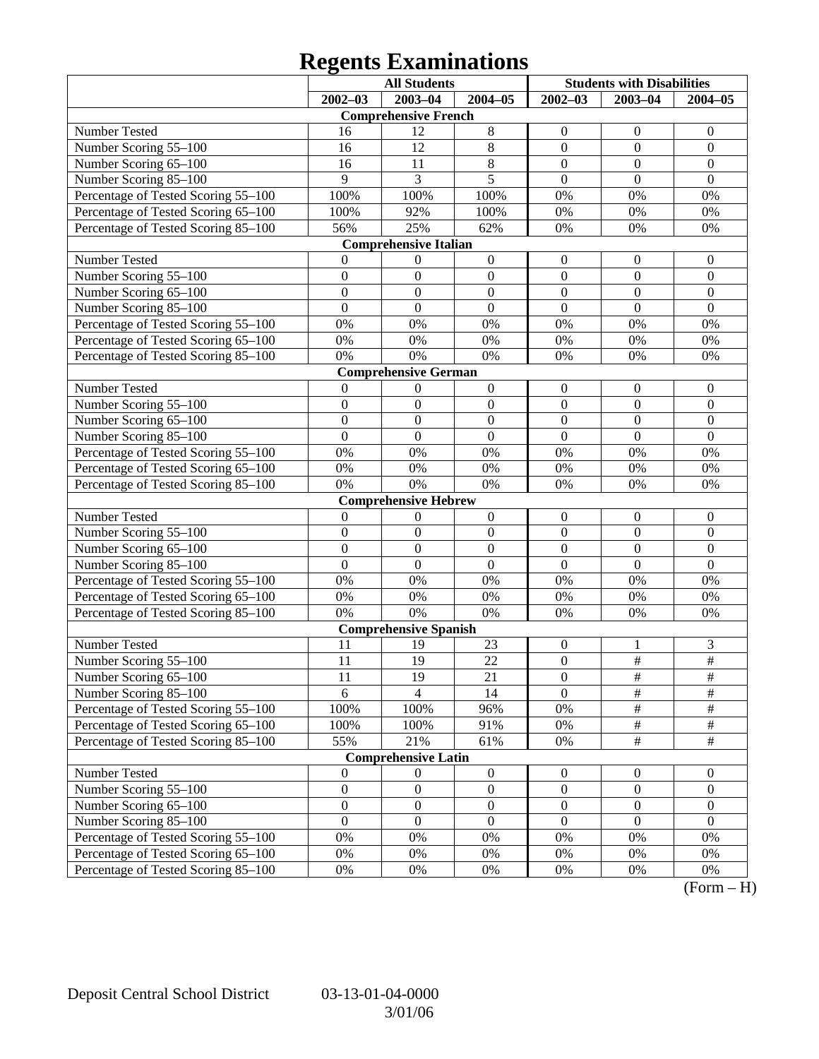# Regents Examinations

| | All Students | | | Students with Disabilities | | |
|---|---|---|---|---|---|---|
| | 2002–03 | 2003–04 | 2004–05 | 2002–03 | 2003–04 | 2004–05 |
| **Comprehensive French** | | | | | | |
| Number Tested | 16 | 12 | 8 | 0 | 0 | 0 |
| Number Scoring 55–100 | 16 | 12 | 8 | 0 | 0 | 0 |
| Number Scoring 65–100 | 16 | 11 | 8 | 0 | 0 | 0 |
| Number Scoring 85–100 | 9 | 3 | 5 | 0 | 0 | 0 |
| Percentage of Tested Scoring 55–100 | 100% | 100% | 100% | 0% | 0% | 0% |
| Percentage of Tested Scoring 65–100 | 100% | 92% | 100% | 0% | 0% | 0% |
| Percentage of Tested Scoring 85–100 | 56% | 25% | 62% | 0% | 0% | 0% |
| **Comprehensive Italian** | | | | | | |
| Number Tested | 0 | 0 | 0 | 0 | 0 | 0 |
| Number Scoring 55–100 | 0 | 0 | 0 | 0 | 0 | 0 |
| Number Scoring 65–100 | 0 | 0 | 0 | 0 | 0 | 0 |
| Number Scoring 85–100 | 0 | 0 | 0 | 0 | 0 | 0 |
| Percentage of Tested Scoring 55–100 | 0% | 0% | 0% | 0% | 0% | 0% |
| Percentage of Tested Scoring 65–100 | 0% | 0% | 0% | 0% | 0% | 0% |
| Percentage of Tested Scoring 85–100 | 0% | 0% | 0% | 0% | 0% | 0% |
| **Comprehensive German** | | | | | | |
| Number Tested | 0 | 0 | 0 | 0 | 0 | 0 |
| Number Scoring 55–100 | 0 | 0 | 0 | 0 | 0 | 0 |
| Number Scoring 65–100 | 0 | 0 | 0 | 0 | 0 | 0 |
| Number Scoring 85–100 | 0 | 0 | 0 | 0 | 0 | 0 |
| Percentage of Tested Scoring 55–100 | 0% | 0% | 0% | 0% | 0% | 0% |
| Percentage of Tested Scoring 65–100 | 0% | 0% | 0% | 0% | 0% | 0% |
| Percentage of Tested Scoring 85–100 | 0% | 0% | 0% | 0% | 0% | 0% |
| **Comprehensive Hebrew** | | | | | | |
| Number Tested | 0 | 0 | 0 | 0 | 0 | 0 |
| Number Scoring 55–100 | 0 | 0 | 0 | 0 | 0 | 0 |
| Number Scoring 65–100 | 0 | 0 | 0 | 0 | 0 | 0 |
| Number Scoring 85–100 | 0 | 0 | 0 | 0 | 0 | 0 |
| Percentage of Tested Scoring 55–100 | 0% | 0% | 0% | 0% | 0% | 0% |
| Percentage of Tested Scoring 65–100 | 0% | 0% | 0% | 0% | 0% | 0% |
| Percentage of Tested Scoring 85–100 | 0% | 0% | 0% | 0% | 0% | 0% |
| **Comprehensive Spanish** | | | | | | |
| Number Tested | 11 | 19 | 23 | 0 | 1 | 3 |
| Number Scoring 55–100 | 11 | 19 | 22 | 0 | # | # |
| Number Scoring 65–100 | 11 | 19 | 21 | 0 | # | # |
| Number Scoring 85–100 | 6 | 4 | 14 | 0 | # | # |
| Percentage of Tested Scoring 55–100 | 100% | 100% | 96% | 0% | # | # |
| Percentage of Tested Scoring 65–100 | 100% | 100% | 91% | 0% | # | # |
| Percentage of Tested Scoring 85–100 | 55% | 21% | 61% | 0% | # | # |
| **Comprehensive Latin** | | | | | | |
| Number Tested | 0 | 0 | 0 | 0 | 0 | 0 |
| Number Scoring 55–100 | 0 | 0 | 0 | 0 | 0 | 0 |
| Number Scoring 65–100 | 0 | 0 | 0 | 0 | 0 | 0 |
| Number Scoring 85–100 | 0 | 0 | 0 | 0 | 0 | 0 |
| Percentage of Tested Scoring 55–100 | 0% | 0% | 0% | 0% | 0% | 0% |
| Percentage of Tested Scoring 65–100 | 0% | 0% | 0% | 0% | 0% | 0% |
| Percentage of Tested Scoring 85–100 | 0% | 0% | 0% | 0% | 0% | 0% |

(Form – H)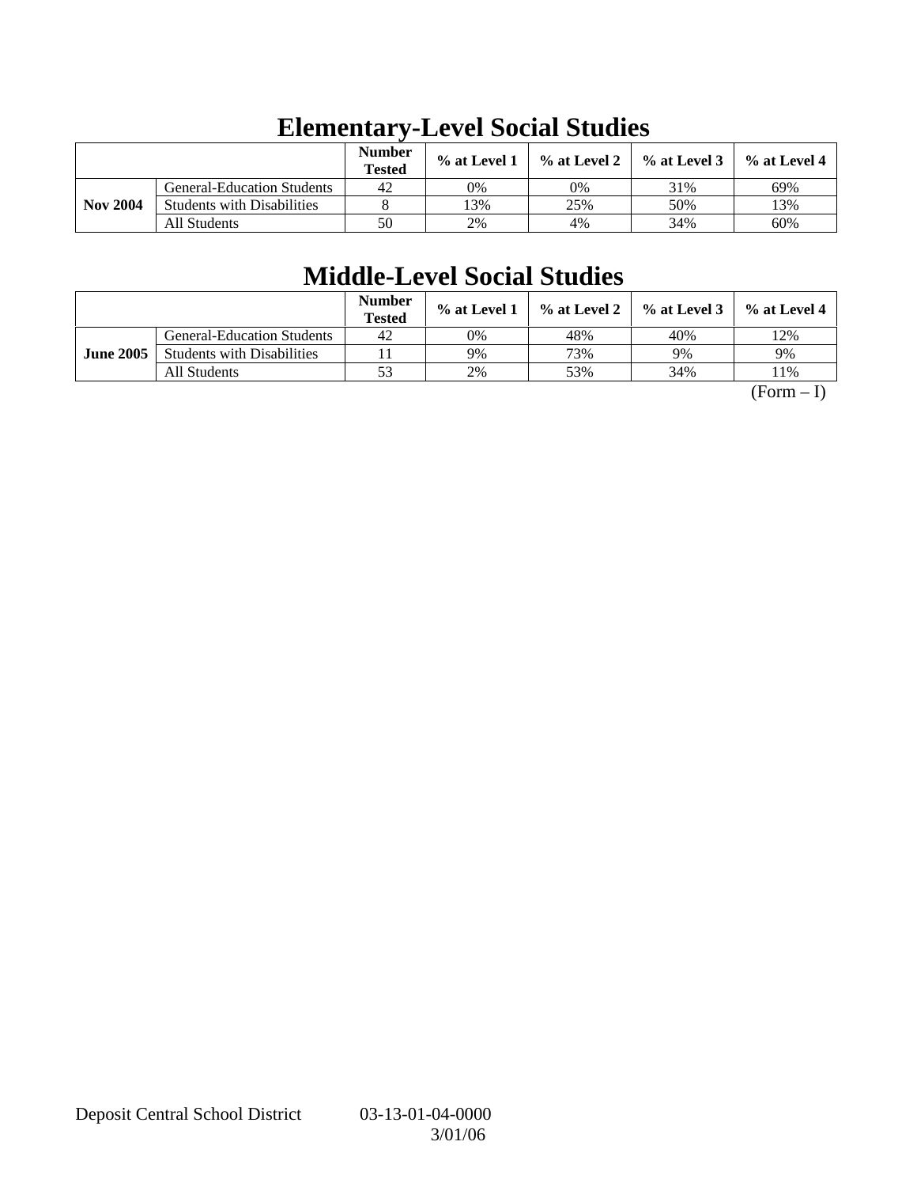# Elementary-Level Social Studies

| | | Number Tested | % at Level 1 | % at Level 2 | % at Level 3 | % at Level 4 |
|---|---|---|---|---|---|---|
| **Nov 2004** | General-Education Students | 42 | 0% | 0% | 31% | 69% |
| | Students with Disabilities | 8 | 13% | 25% | 50% | 13% |
| | All Students | 50 | 2% | 4% | 34% | 60% |

# Middle-Level Social Studies

| | | Number Tested | % at Level 1 | % at Level 2 | % at Level 3 | % at Level 4 |
|---|---|---|---|---|---|---|
| **June 2005** | General-Education Students | 42 | 0% | 48% | 40% | 12% |
| | Students with Disabilities | 11 | 9% | 73% | 9% | 9% |
| | All Students | 53 | 2% | 53% | 34% | 11% |

(Form – I)

Deposit Central School District 03-13-01-04-0000
3/01/06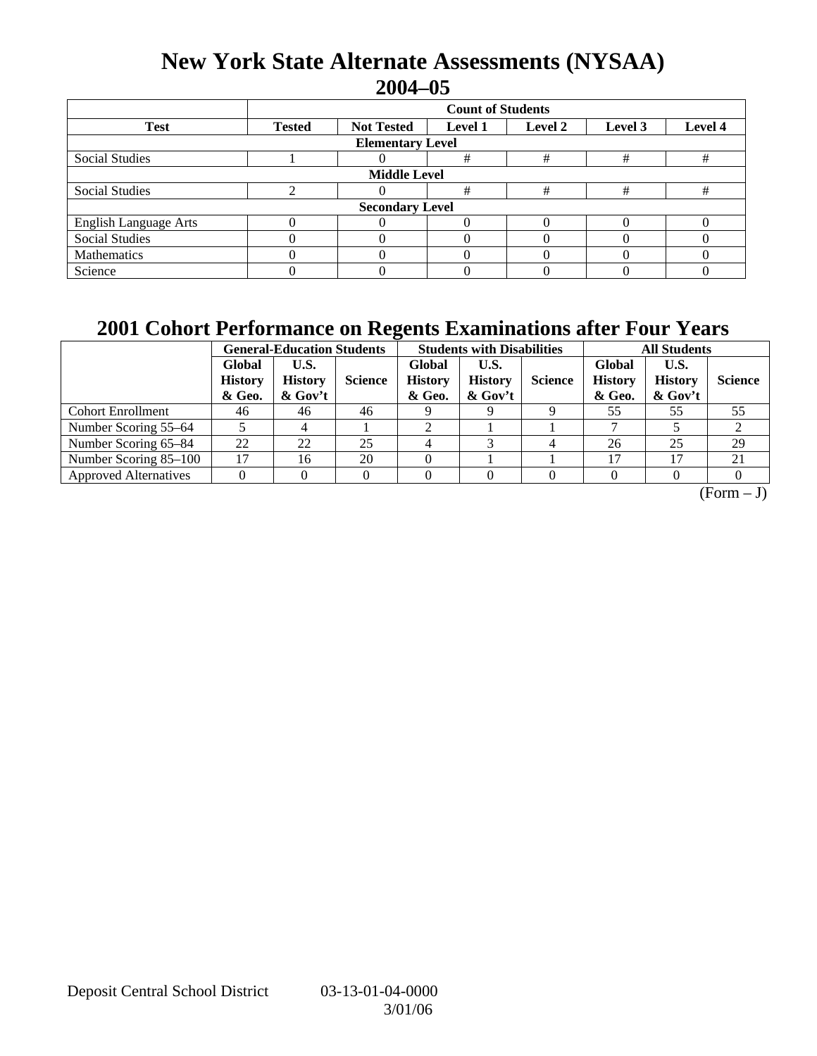# New York State Alternate Assessments (NYSAA)
## 2004–05

| | Count of Students | | | | | |
|---|---|---|---|---|---|---|
| **Test** | **Tested** | **Not Tested** | **Level 1** | **Level 2** | **Level 3** | **Level 4** |
| **Elementary Level** | | | | | | |
| Social Studies | 1 | 0 | # | # | # | # |
| **Middle Level** | | | | | | |
| Social Studies | 2 | 0 | # | # | # | # |
| **Secondary Level** | | | | | | |
| English Language Arts | 0 | 0 | 0 | 0 | 0 | 0 |
| Social Studies | 0 | 0 | 0 | 0 | 0 | 0 |
| Mathematics | 0 | 0 | 0 | 0 | 0 | 0 |
| Science | 0 | 0 | 0 | 0 | 0 | 0 |

## 2001 Cohort Performance on Regents Examinations after Four Years

| | General-Education Students | | | Students with Disabilities | | | All Students | | |
|---|---|---|---|---|---|---|---|---|---|
| | **Global History & Geo.** | **U.S. History & Gov't** | **Science** | **Global History & Geo.** | **U.S. History & Gov't** | **Science** | **Global History & Geo.** | **U.S. History & Gov't** | **Science** |
| Cohort Enrollment | 46 | 46 | 46 | 9 | 9 | 9 | 55 | 55 | 55 |
| Number Scoring 55–64 | 5 | 4 | 1 | 2 | 1 | 1 | 7 | 5 | 2 |
| Number Scoring 65–84 | 22 | 22 | 25 | 4 | 3 | 4 | 26 | 25 | 29 |
| Number Scoring 85–100 | 17 | 16 | 20 | 0 | 1 | 1 | 17 | 17 | 21 |
| Approved Alternatives | 0 | 0 | 0 | 0 | 0 | 0 | 0 | 0 | 0 |

(Form – J)

Deposit Central School District 03-13-01-04-0000
3/01/06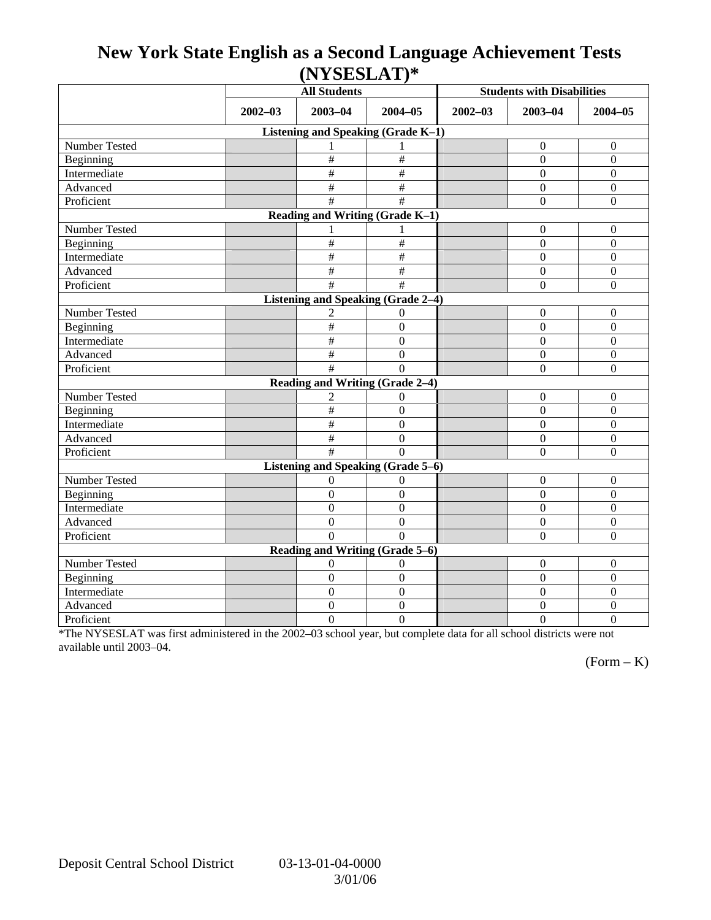# New York State English as a Second Language Achievement Tests (NYSESLAT)*

| | All Students | | | Students with Disabilities | | |
|---|---|---|---|---|---|---|
| | 2002–03 | 2003–04 | 2004–05 | 2002–03 | 2003–04 | 2004–05 |
| **Listening and Speaking (Grade K–1)** | | | | | | |
| Number Tested | | 1 | 1 | | 0 | 0 |
| Beginning | | # | # | | 0 | 0 |
| Intermediate | | # | # | | 0 | 0 |
| Advanced | | # | # | | 0 | 0 |
| Proficient | | # | # | | 0 | 0 |
| **Reading and Writing (Grade K–1)** | | | | | | |
| Number Tested | | 1 | 1 | | 0 | 0 |
| Beginning | | # | # | | 0 | 0 |
| Intermediate | | # | # | | 0 | 0 |
| Advanced | | # | # | | 0 | 0 |
| Proficient | | # | # | | 0 | 0 |
| **Listening and Speaking (Grade 2–4)** | | | | | | |
| Number Tested | | 2 | 0 | | 0 | 0 |
| Beginning | | # | 0 | | 0 | 0 |
| Intermediate | | # | 0 | | 0 | 0 |
| Advanced | | # | 0 | | 0 | 0 |
| Proficient | | # | 0 | | 0 | 0 |
| **Reading and Writing (Grade 2–4)** | | | | | | |
| Number Tested | | 2 | 0 | | 0 | 0 |
| Beginning | | # | 0 | | 0 | 0 |
| Intermediate | | # | 0 | | 0 | 0 |
| Advanced | | # | 0 | | 0 | 0 |
| Proficient | | # | 0 | | 0 | 0 |
| **Listening and Speaking (Grade 5–6)** | | | | | | |
| Number Tested | | 0 | 0 | | 0 | 0 |
| Beginning | | 0 | 0 | | 0 | 0 |
| Intermediate | | 0 | 0 | | 0 | 0 |
| Advanced | | 0 | 0 | | 0 | 0 |
| Proficient | | 0 | 0 | | 0 | 0 |
| **Reading and Writing (Grade 5–6)** | | | | | | |
| Number Tested | | 0 | 0 | | 0 | 0 |
| Beginning | | 0 | 0 | | 0 | 0 |
| Intermediate | | 0 | 0 | | 0 | 0 |
| Advanced | | 0 | 0 | | 0 | 0 |
| Proficient | | 0 | 0 | | 0 | 0 |

*The NYSESLAT was first administered in the 2002–03 school year, but complete data for all school districts were not available until 2003–04.

(Form – K)

Deposit Central School District 03-13-01-04-0000 3/01/06